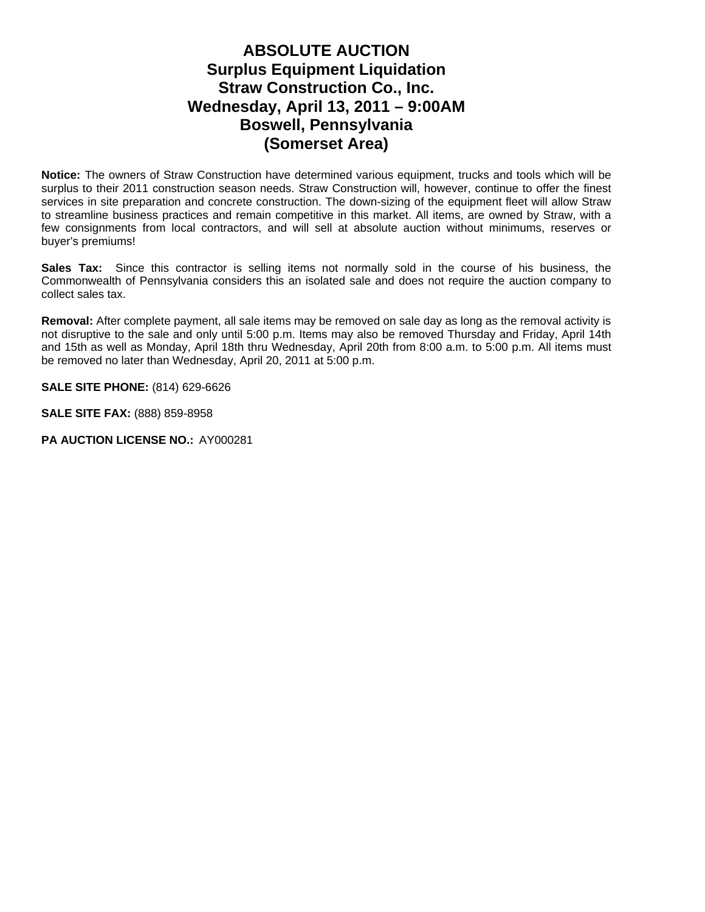# ABSOLUTE AUCTION
## Surplus Equipment Liquidation
## Straw Construction Co., Inc.
## Wednesday, April 13, 2011 – 9:00AM
## Boswell, Pennsylvania
## (Somerset Area)

**Notice:** The owners of Straw Construction have determined various equipment, trucks and tools which will be surplus to their 2011 construction season needs. Straw Construction will, however, continue to offer the finest services in site preparation and concrete construction. The down-sizing of the equipment fleet will allow Straw to streamline business practices and remain competitive in this market. All items, are owned by Straw, with a few consignments from local contractors, and will sell at absolute auction without minimums, reserves or buyer's premiums!

**Sales Tax:** Since this contractor is selling items not normally sold in the course of his business, the Commonwealth of Pennsylvania considers this an isolated sale and does not require the auction company to collect sales tax.

**Removal:** After complete payment, all sale items may be removed on sale day as long as the removal activity is not disruptive to the sale and only until 5:00 p.m. Items may also be removed Thursday and Friday, April 14th and 15th as well as Monday, April 18th thru Wednesday, April 20th from 8:00 a.m. to 5:00 p.m. All items must be removed no later than Wednesday, April 20, 2011 at 5:00 p.m.

**SALE SITE PHONE:** (814) 629-6626

**SALE SITE FAX:** (888) 859-8958

**PA AUCTION LICENSE NO.:** AY000281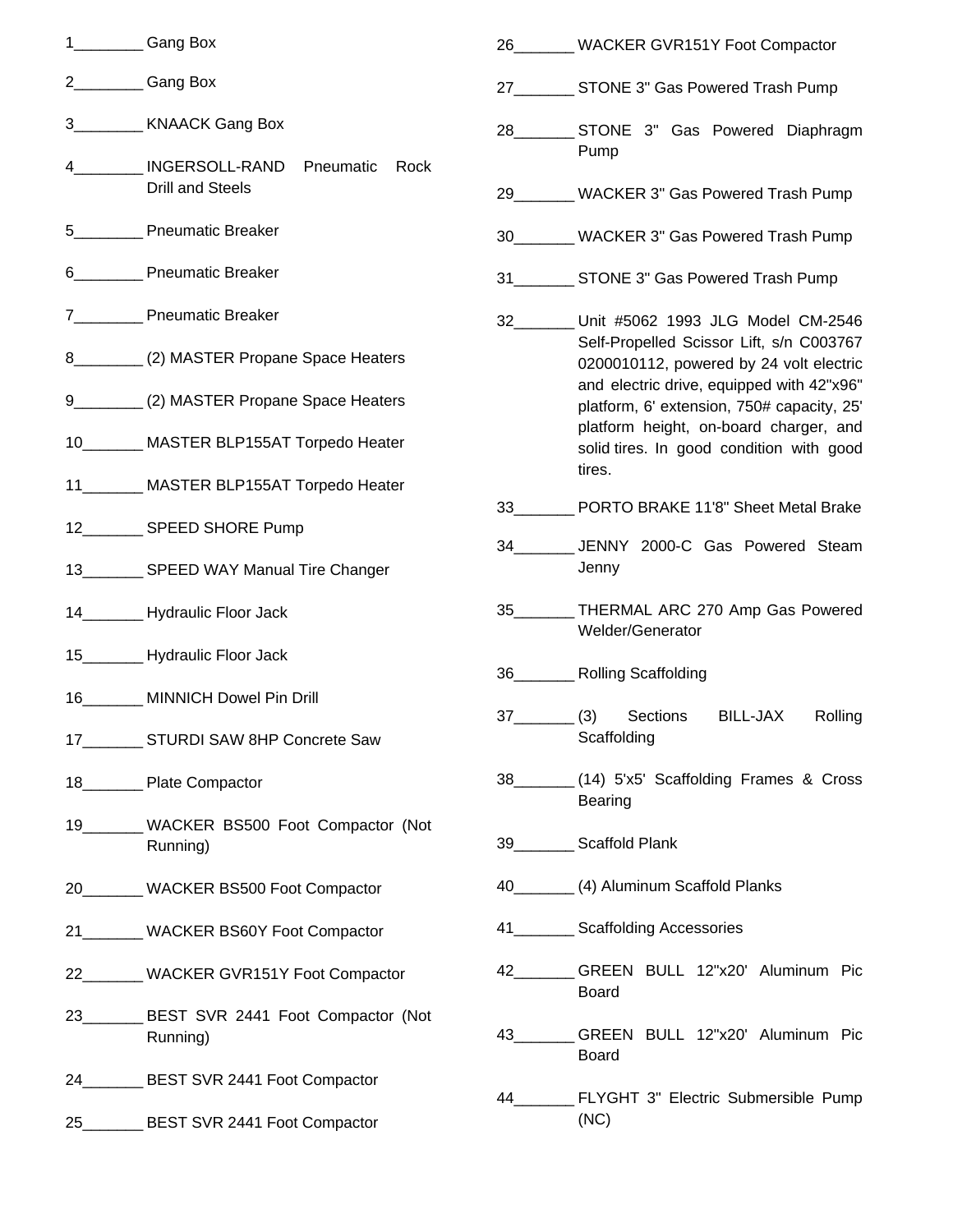1________ Gang Box

2________ Gang Box

3________ KNAACK Gang Box

4________ INGERSOLL-RAND Pneumatic Rock Drill and Steels

5________ Pneumatic Breaker

6________ Pneumatic Breaker

7________ Pneumatic Breaker

8________ (2) MASTER Propane Space Heaters

9________ (2) MASTER Propane Space Heaters

10_______ MASTER BLP155AT Torpedo Heater

11_______ MASTER BLP155AT Torpedo Heater

12_______ SPEED SHORE Pump

13_______ SPEED WAY Manual Tire Changer

14_______ Hydraulic Floor Jack

15_______ Hydraulic Floor Jack

16_______ MINNICH Dowel Pin Drill

17_______ STURDI SAW 8HP Concrete Saw

18_______ Plate Compactor

19_______ WACKER BS500 Foot Compactor (Not Running)

20_______ WACKER BS500 Foot Compactor

21_______ WACKER BS60Y Foot Compactor

22_______ WACKER GVR151Y Foot Compactor

23_______ BEST SVR 2441 Foot Compactor (Not Running)

24_______ BEST SVR 2441 Foot Compactor

25_______ BEST SVR 2441 Foot Compactor

26_______ WACKER GVR151Y Foot Compactor

27_______ STONE 3" Gas Powered Trash Pump

28_______ STONE 3" Gas Powered Diaphragm Pump

29_______ WACKER 3" Gas Powered Trash Pump

30_______ WACKER 3" Gas Powered Trash Pump

31_______ STONE 3" Gas Powered Trash Pump

32_______ Unit #5062 1993 JLG Model CM-2546 Self-Propelled Scissor Lift, s/n C003767 0200010112, powered by 24 volt electric and electric drive, equipped with 42"x96" platform, 6' extension, 750# capacity, 25' platform height, on-board charger, and solid tires. In good condition with good tires.

33_______ PORTO BRAKE 11'8" Sheet Metal Brake

34_______ JENNY 2000-C Gas Powered Steam Jenny

35_______ THERMAL ARC 270 Amp Gas Powered Welder/Generator

36_______ Rolling Scaffolding

37_______ (3) Sections BILL-JAX Rolling Scaffolding

38_______ (14) 5'x5' Scaffolding Frames & Cross Bearing

39_______ Scaffold Plank

40_______ (4) Aluminum Scaffold Planks

41_______ Scaffolding Accessories

42_______ GREEN BULL 12"x20' Aluminum Pic Board

43_______ GREEN BULL 12"x20' Aluminum Pic Board

44_______ FLYGHT 3" Electric Submersible Pump (NC)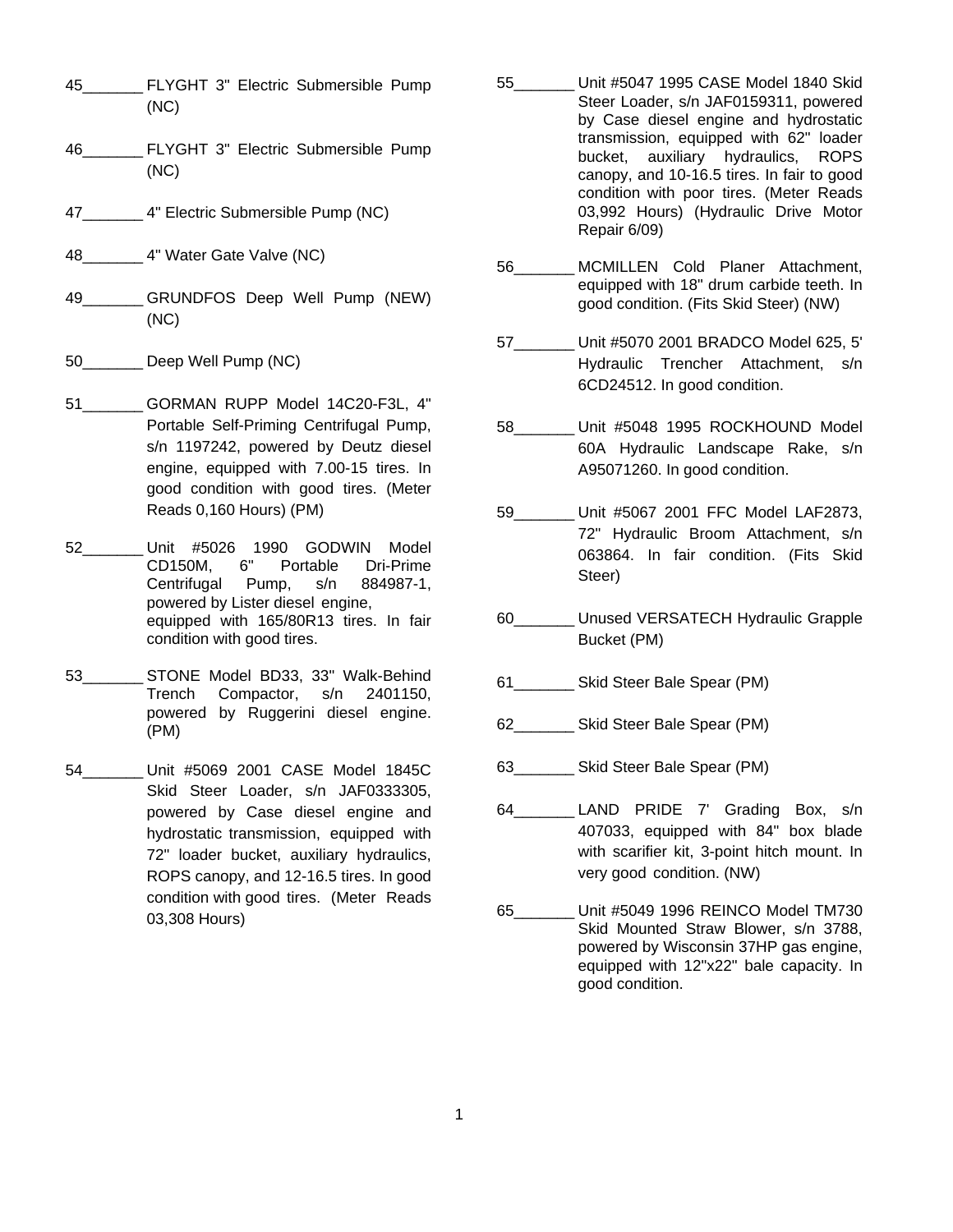45_______ FLYGHT 3" Electric Submersible Pump (NC)

46_______ FLYGHT 3" Electric Submersible Pump (NC)

47_______ 4" Electric Submersible Pump (NC)

48_______ 4" Water Gate Valve (NC)

49_______ GRUNDFOS Deep Well Pump (NEW) (NC)

50_______ Deep Well Pump (NC)

51_______ GORMAN RUPP Model 14C20-F3L, 4" Portable Self-Priming Centrifugal Pump, s/n 1197242, powered by Deutz diesel engine, equipped with 7.00-15 tires. In good condition with good tires. (Meter Reads 0,160 Hours) (PM)

52_______ Unit #5026 1990 GODWIN Model CD150M, 6" Portable Dri-Prime Centrifugal Pump, s/n 884987-1, powered by Lister diesel engine, equipped with 165/80R13 tires. In fair condition with good tires.

53_______ STONE Model BD33, 33" Walk-Behind Trench Compactor, s/n 2401150, powered by Ruggerini diesel engine. (PM)

54_______ Unit #5069 2001 CASE Model 1845C Skid Steer Loader, s/n JAF0333305, powered by Case diesel engine and hydrostatic transmission, equipped with 72" loader bucket, auxiliary hydraulics, ROPS canopy, and 12-16.5 tires. In good condition with good tires. (Meter Reads 03,308 Hours)

55_______ Unit #5047 1995 CASE Model 1840 Skid Steer Loader, s/n JAF0159311, powered by Case diesel engine and hydrostatic transmission, equipped with 62" loader bucket, auxiliary hydraulics, ROPS canopy, and 10-16.5 tires. In fair to good condition with poor tires. (Meter Reads 03,992 Hours) (Hydraulic Drive Motor Repair 6/09)

56_______ MCMILLEN Cold Planer Attachment, equipped with 18" drum carbide teeth. In good condition. (Fits Skid Steer) (NW)

57_______ Unit #5070 2001 BRADCO Model 625, 5' Hydraulic Trencher Attachment, s/n 6CD24512. In good condition.

58_______ Unit #5048 1995 ROCKHOUND Model 60A Hydraulic Landscape Rake, s/n A95071260. In good condition.

59_______ Unit #5067 2001 FFC Model LAF2873, 72" Hydraulic Broom Attachment, s/n 063864. In fair condition. (Fits Skid Steer)

60_______ Unused VERSATECH Hydraulic Grapple Bucket (PM)

61_______ Skid Steer Bale Spear (PM)

62_______ Skid Steer Bale Spear (PM)

63_______ Skid Steer Bale Spear (PM)

64_______ LAND PRIDE 7' Grading Box, s/n 407033, equipped with 84" box blade with scarifier kit, 3-point hitch mount. In very good condition. (NW)

65_______ Unit #5049 1996 REINCO Model TM730 Skid Mounted Straw Blower, s/n 3788, powered by Wisconsin 37HP gas engine, equipped with 12"x22" bale capacity. In good condition.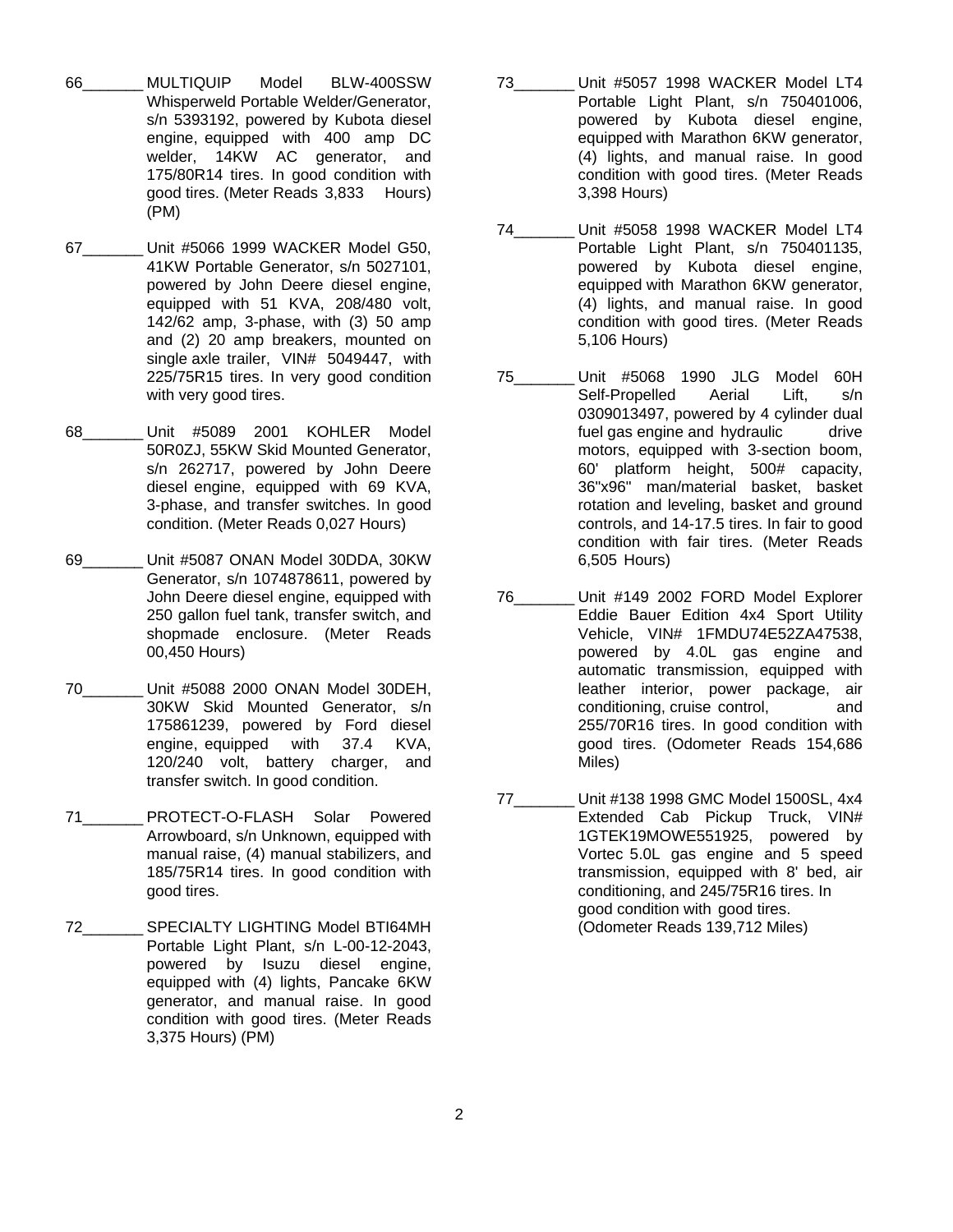66_______ MULTIQUIP Model BLW-400SSW Whisperweld Portable Welder/Generator, s/n 5393192, powered by Kubota diesel engine, equipped with 400 amp DC welder, 14KW AC generator, and 175/80R14 tires. In good condition with good tires. (Meter Reads 3,833 Hours) (PM)

67_______ Unit #5066 1999 WACKER Model G50, 41KW Portable Generator, s/n 5027101, powered by John Deere diesel engine, equipped with 51 KVA, 208/480 volt, 142/62 amp, 3-phase, with (3) 50 amp and (2) 20 amp breakers, mounted on single axle trailer, VIN# 5049447, with 225/75R15 tires. In very good condition with very good tires.

68_______ Unit #5089 2001 KOHLER Model 50R0ZJ, 55KW Skid Mounted Generator, s/n 262717, powered by John Deere diesel engine, equipped with 69 KVA, 3-phase, and transfer switches. In good condition. (Meter Reads 0,027 Hours)

69_______ Unit #5087 ONAN Model 30DDA, 30KW Generator, s/n 1074878611, powered by John Deere diesel engine, equipped with 250 gallon fuel tank, transfer switch, and shopmade enclosure. (Meter Reads 00,450 Hours)

70_______ Unit #5088 2000 ONAN Model 30DEH, 30KW Skid Mounted Generator, s/n 175861239, powered by Ford diesel engine, equipped with 37.4 KVA, 120/240 volt, battery charger, and transfer switch. In good condition.

71_______ PROTECT-O-FLASH Solar Powered Arrowboard, s/n Unknown, equipped with manual raise, (4) manual stabilizers, and 185/75R14 tires. In good condition with good tires.

72_______ SPECIALTY LIGHTING Model BTI64MH Portable Light Plant, s/n L-00-12-2043, powered by Isuzu diesel engine, equipped with (4) lights, Pancake 6KW generator, and manual raise. In good condition with good tires. (Meter Reads 3,375 Hours) (PM)

73_______ Unit #5057 1998 WACKER Model LT4 Portable Light Plant, s/n 750401006, powered by Kubota diesel engine, equipped with Marathon 6KW generator, (4) lights, and manual raise. In good condition with good tires. (Meter Reads 3,398 Hours)

74_______ Unit #5058 1998 WACKER Model LT4 Portable Light Plant, s/n 750401135, powered by Kubota diesel engine, equipped with Marathon 6KW generator, (4) lights, and manual raise. In good condition with good tires. (Meter Reads 5,106 Hours)

75_______ Unit #5068 1990 JLG Model 60H Self-Propelled Aerial Lift, s/n 0309013497, powered by 4 cylinder dual fuel gas engine and hydraulic drive motors, equipped with 3-section boom, 60' platform height, 500# capacity, 36"x96" man/material basket, basket rotation and leveling, basket and ground controls, and 14-17.5 tires. In fair to good condition with fair tires. (Meter Reads 6,505 Hours)

76_______ Unit #149 2002 FORD Model Explorer Eddie Bauer Edition 4x4 Sport Utility Vehicle, VIN# 1FMDU74E52ZA47538, powered by 4.0L gas engine and automatic transmission, equipped with leather interior, power package, air conditioning, cruise control, and 255/70R16 tires. In good condition with good tires. (Odometer Reads 154,686 Miles)

77_______ Unit #138 1998 GMC Model 1500SL, 4x4 Extended Cab Pickup Truck, VIN# 1GTEK19MOWE551925, powered by Vortec 5.0L gas engine and 5 speed transmission, equipped with 8' bed, air conditioning, and 245/75R16 tires. In good condition with good tires. (Odometer Reads 139,712 Miles)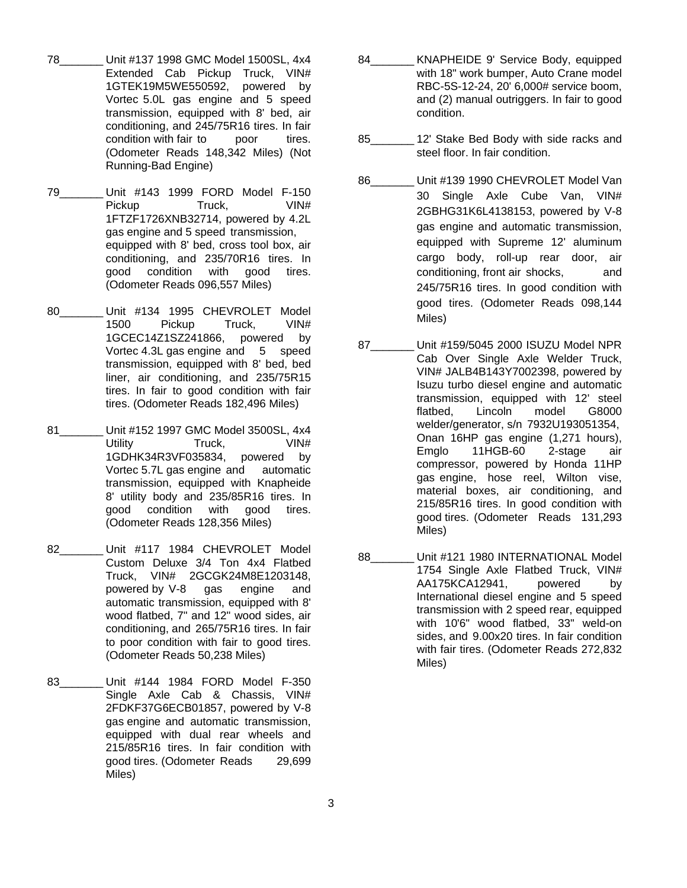78_______ Unit #137 1998 GMC Model 1500SL, 4x4 Extended Cab Pickup Truck, VIN# 1GTEK19M5WE550592, powered by Vortec 5.0L gas engine and 5 speed transmission, equipped with 8' bed, air conditioning, and 245/75R16 tires. In fair condition with fair to poor tires. (Odometer Reads 148,342 Miles) (Not Running-Bad Engine)

79_______ Unit #143 1999 FORD Model F-150 Pickup Truck, VIN# 1FTZF1726XNB32714, powered by 4.2L gas engine and 5 speed transmission, equipped with 8' bed, cross tool box, air conditioning, and 235/70R16 tires. In good condition with good tires. (Odometer Reads 096,557 Miles)

80_______ Unit #134 1995 CHEVROLET Model 1500 Pickup Truck, VIN# 1GCEC14Z1SZ241866, powered by Vortec 4.3L gas engine and 5 speed transmission, equipped with 8' bed, bed liner, air conditioning, and 235/75R15 tires. In fair to good condition with fair tires. (Odometer Reads 182,496 Miles)

81_______ Unit #152 1997 GMC Model 3500SL, 4x4 Utility Truck, VIN# 1GDHK34R3VF035834, powered by Vortec 5.7L gas engine and automatic transmission, equipped with Knapheide 8' utility body and 235/85R16 tires. In good condition with good tires. (Odometer Reads 128,356 Miles)

82_______ Unit #117 1984 CHEVROLET Model Custom Deluxe 3/4 Ton 4x4 Flatbed Truck, VIN# 2GCGK24M8E1203148, powered by V-8 gas engine and automatic transmission, equipped with 8' wood flatbed, 7" and 12" wood sides, air conditioning, and 265/75R16 tires. In fair to poor condition with fair to good tires. (Odometer Reads 50,238 Miles)

83_______ Unit #144 1984 FORD Model F-350 Single Axle Cab & Chassis, VIN# 2FDKF37G6ECB01857, powered by V-8 gas engine and automatic transmission, equipped with dual rear wheels and 215/85R16 tires. In fair condition with good tires. (Odometer Reads 29,699 Miles)

84_______ KNAPHEIDE 9' Service Body, equipped with 18" work bumper, Auto Crane model RBC-5S-12-24, 20' 6,000# service boom, and (2) manual outriggers. In fair to good condition.

85_______ 12' Stake Bed Body with side racks and steel floor. In fair condition.

86_______ Unit #139 1990 CHEVROLET Model Van 30 Single Axle Cube Van, VIN# 2GBHG31K6L4138153, powered by V-8 gas engine and automatic transmission, equipped with Supreme 12' aluminum cargo body, roll-up rear door, air conditioning, front air shocks, and 245/75R16 tires. In good condition with good tires. (Odometer Reads 098,144 Miles)

87_______ Unit #159/5045 2000 ISUZU Model NPR Cab Over Single Axle Welder Truck, VIN# JALB4B143Y7002398, powered by Isuzu turbo diesel engine and automatic transmission, equipped with 12' steel flatbed, Lincoln model G8000 welder/generator, s/n 7932U193051354, Onan 16HP gas engine (1,271 hours), Emglo 11HGB-60 2-stage air compressor, powered by Honda 11HP gas engine, hose reel, Wilton vise, material boxes, air conditioning, and 215/85R16 tires. In good condition with good tires. (Odometer Reads 131,293 Miles)

88_______ Unit #121 1980 INTERNATIONAL Model 1754 Single Axle Flatbed Truck, VIN# AA175KCA12941, powered by International diesel engine and 5 speed transmission with 2 speed rear, equipped with 10'6" wood flatbed, 33" weld-on sides, and 9.00x20 tires. In fair condition with fair tires. (Odometer Reads 272,832 Miles)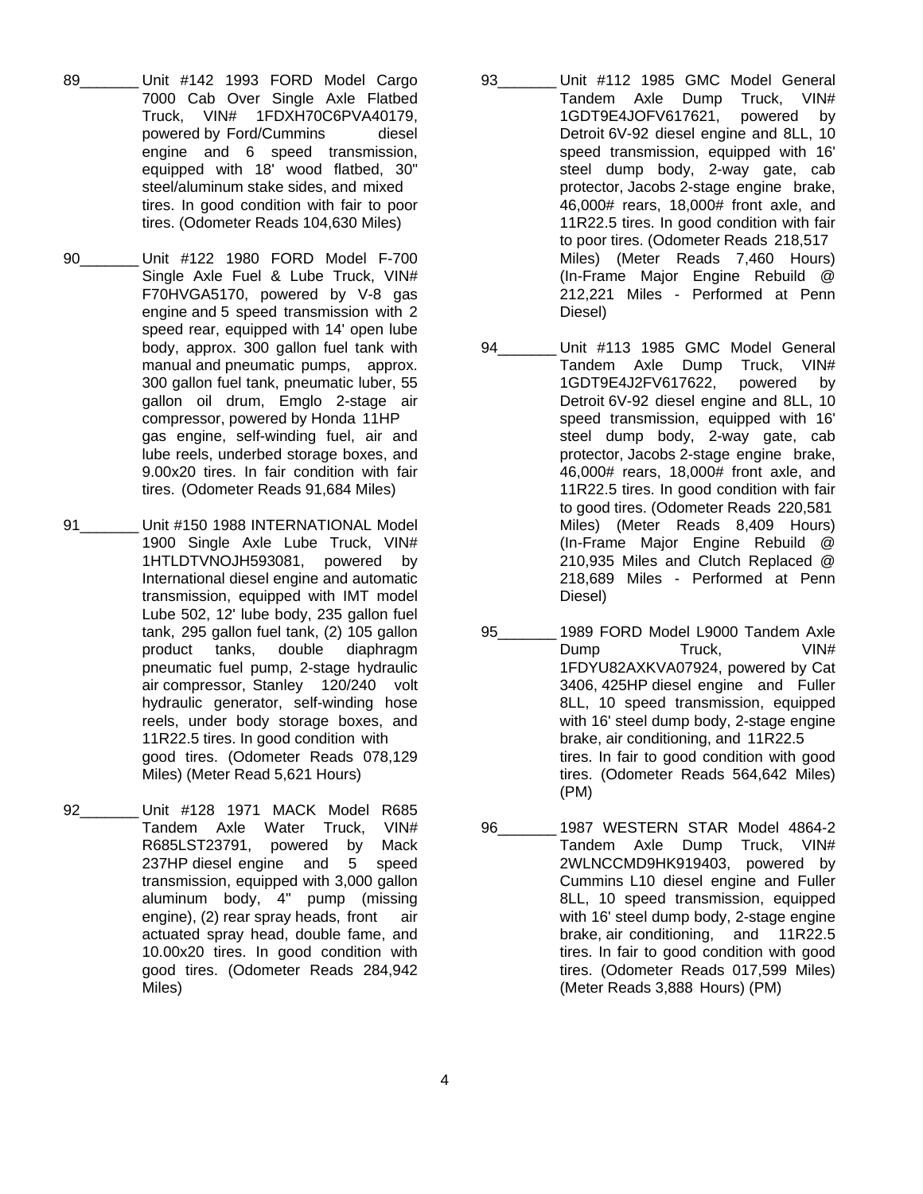89_______ Unit #142 1993 FORD Model Cargo 7000 Cab Over Single Axle Flatbed Truck, VIN# 1FDXH70C6PVA40179, powered by Ford/Cummins diesel engine and 6 speed transmission, equipped with 18' wood flatbed, 30" steel/aluminum stake sides, and mixed tires. In good condition with fair to poor tires. (Odometer Reads 104,630 Miles)

90_______ Unit #122 1980 FORD Model F-700 Single Axle Fuel & Lube Truck, VIN# F70HVGA5170, powered by V-8 gas engine and 5 speed transmission with 2 speed rear, equipped with 14' open lube body, approx. 300 gallon fuel tank with manual and pneumatic pumps, approx. 300 gallon fuel tank, pneumatic luber, 55 gallon oil drum, Emglo 2-stage air compressor, powered by Honda 11HP gas engine, self-winding fuel, air and lube reels, underbed storage boxes, and 9.00x20 tires. In fair condition with fair tires. (Odometer Reads 91,684 Miles)

91_______ Unit #150 1988 INTERNATIONAL Model 1900 Single Axle Lube Truck, VIN# 1HTLDTVNOJH593081, powered by International diesel engine and automatic transmission, equipped with IMT model Lube 502, 12' lube body, 235 gallon fuel tank, 295 gallon fuel tank, (2) 105 gallon product tanks, double diaphragm pneumatic fuel pump, 2-stage hydraulic air compressor, Stanley 120/240 volt hydraulic generator, self-winding hose reels, under body storage boxes, and 11R22.5 tires. In good condition with good tires. (Odometer Reads 078,129 Miles) (Meter Read 5,621 Hours)

92_______ Unit #128 1971 MACK Model R685 Tandem Axle Water Truck, VIN# R685LST23791, powered by Mack 237HP diesel engine and 5 speed transmission, equipped with 3,000 gallon aluminum body, 4" pump (missing engine), (2) rear spray heads, front air actuated spray head, double fame, and 10.00x20 tires. In good condition with good tires. (Odometer Reads 284,942 Miles)

93_______ Unit #112 1985 GMC Model General Tandem Axle Dump Truck, VIN# 1GDT9E4JOFV617621, powered by Detroit 6V-92 diesel engine and 8LL, 10 speed transmission, equipped with 16' steel dump body, 2-way gate, cab protector, Jacobs 2-stage engine brake, 46,000# rears, 18,000# front axle, and 11R22.5 tires. In good condition with fair to poor tires. (Odometer Reads 218,517 Miles) (Meter Reads 7,460 Hours) (In-Frame Major Engine Rebuild @ 212,221 Miles - Performed at Penn Diesel)

94_______ Unit #113 1985 GMC Model General Tandem Axle Dump Truck, VIN# 1GDT9E4J2FV617622, powered by Detroit 6V-92 diesel engine and 8LL, 10 speed transmission, equipped with 16' steel dump body, 2-way gate, cab protector, Jacobs 2-stage engine brake, 46,000# rears, 18,000# front axle, and 11R22.5 tires. In good condition with fair to good tires. (Odometer Reads 220,581 Miles) (Meter Reads 8,409 Hours) (In-Frame Major Engine Rebuild @ 210,935 Miles and Clutch Replaced @ 218,689 Miles - Performed at Penn Diesel)

95_______ 1989 FORD Model L9000 Tandem Axle Dump Truck, VIN# 1FDYU82AXKVA07924, powered by Cat 3406, 425HP diesel engine and Fuller 8LL, 10 speed transmission, equipped with 16' steel dump body, 2-stage engine brake, air conditioning, and 11R22.5 tires. In fair to good condition with good tires. (Odometer Reads 564,642 Miles) (PM)

96_______ 1987 WESTERN STAR Model 4864-2 Tandem Axle Dump Truck, VIN# 2WLNCCMD9HK919403, powered by Cummins L10 diesel engine and Fuller 8LL, 10 speed transmission, equipped with 16' steel dump body, 2-stage engine brake, air conditioning, and 11R22.5 tires. In fair to good condition with good tires. (Odometer Reads 017,599 Miles) (Meter Reads 3,888 Hours) (PM)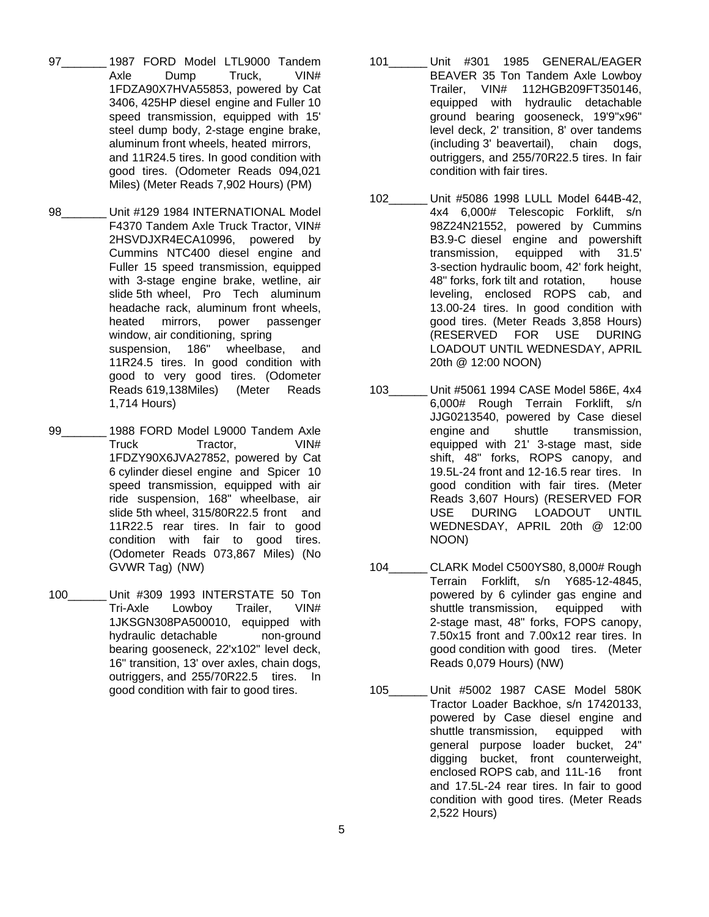97_______ 1987 FORD Model LTL9000 Tandem Axle Dump Truck, VIN# 1FDZA90X7HVA55853, powered by Cat 3406, 425HP diesel engine and Fuller 10 speed transmission, equipped with 15' steel dump body, 2-stage engine brake, aluminum front wheels, heated mirrors, and 11R24.5 tires. In good condition with good tires. (Odometer Reads 094,021 Miles) (Meter Reads 7,902 Hours) (PM)

98_______ Unit #129 1984 INTERNATIONAL Model F4370 Tandem Axle Truck Tractor, VIN# 2HSVDJXR4ECA10996, powered by Cummins NTC400 diesel engine and Fuller 15 speed transmission, equipped with 3-stage engine brake, wetline, air slide 5th wheel, Pro Tech aluminum headache rack, aluminum front wheels, heated mirrors, power passenger window, air conditioning, spring suspension, 186" wheelbase, and 11R24.5 tires. In good condition with good to very good tires. (Odometer Reads 619,138Miles) (Meter Reads 1,714 Hours)

99_______ 1988 FORD Model L9000 Tandem Axle Truck Tractor, VIN# 1FDZY90X6JVA27852, powered by Cat 6 cylinder diesel engine and Spicer 10 speed transmission, equipped with air ride suspension, 168" wheelbase, air slide 5th wheel, 315/80R22.5 front and 11R22.5 rear tires. In fair to good condition with fair to good tires. (Odometer Reads 073,867 Miles) (No GVWR Tag) (NW)

100______ Unit #309 1993 INTERSTATE 50 Ton Tri-Axle Lowboy Trailer, VIN# 1JKSGN308PA500010, equipped with hydraulic detachable non-ground bearing gooseneck, 22'x102" level deck, 16" transition, 13' over axles, chain dogs, outriggers, and 255/70R22.5 tires. In good condition with fair to good tires.

101______ Unit #301 1985 GENERAL/EAGER BEAVER 35 Ton Tandem Axle Lowboy Trailer, VIN# 112HGB209FT350146, equipped with hydraulic detachable ground bearing gooseneck, 19'9"x96" level deck, 2' transition, 8' over tandems (including 3' beavertail), chain dogs, outriggers, and 255/70R22.5 tires. In fair condition with fair tires.

102______ Unit #5086 1998 LULL Model 644B-42, 4x4 6,000# Telescopic Forklift, s/n 98Z24N21552, powered by Cummins B3.9-C diesel engine and powershift transmission, equipped with 31.5' 3-section hydraulic boom, 42' fork height, 48" forks, fork tilt and rotation, house leveling, enclosed ROPS cab, and 13.00-24 tires. In good condition with good tires. (Meter Reads 3,858 Hours) (RESERVED FOR USE DURING LOADOUT UNTIL WEDNESDAY, APRIL 20th @ 12:00 NOON)

103______ Unit #5061 1994 CASE Model 586E, 4x4 6,000# Rough Terrain Forklift, s/n JJG0213540, powered by Case diesel engine and shuttle transmission, equipped with 21' 3-stage mast, side shift, 48" forks, ROPS canopy, and 19.5L-24 front and 12-16.5 rear tires. In good condition with fair tires. (Meter Reads 3,607 Hours) (RESERVED FOR USE DURING LOADOUT UNTIL WEDNESDAY, APRIL 20th @ 12:00 NOON)

104______ CLARK Model C500YS80, 8,000# Rough Terrain Forklift, s/n Y685-12-4845, powered by 6 cylinder gas engine and shuttle transmission, equipped with 2-stage mast, 48" forks, FOPS canopy, 7.50x15 front and 7.00x12 rear tires. In good condition with good tires. (Meter Reads 0,079 Hours) (NW)

105______ Unit #5002 1987 CASE Model 580K Tractor Loader Backhoe, s/n 17420133, powered by Case diesel engine and shuttle transmission, equipped with general purpose loader bucket, 24" digging bucket, front counterweight, enclosed ROPS cab, and 11L-16 front and 17.5L-24 rear tires. In fair to good condition with good tires. (Meter Reads 2,522 Hours)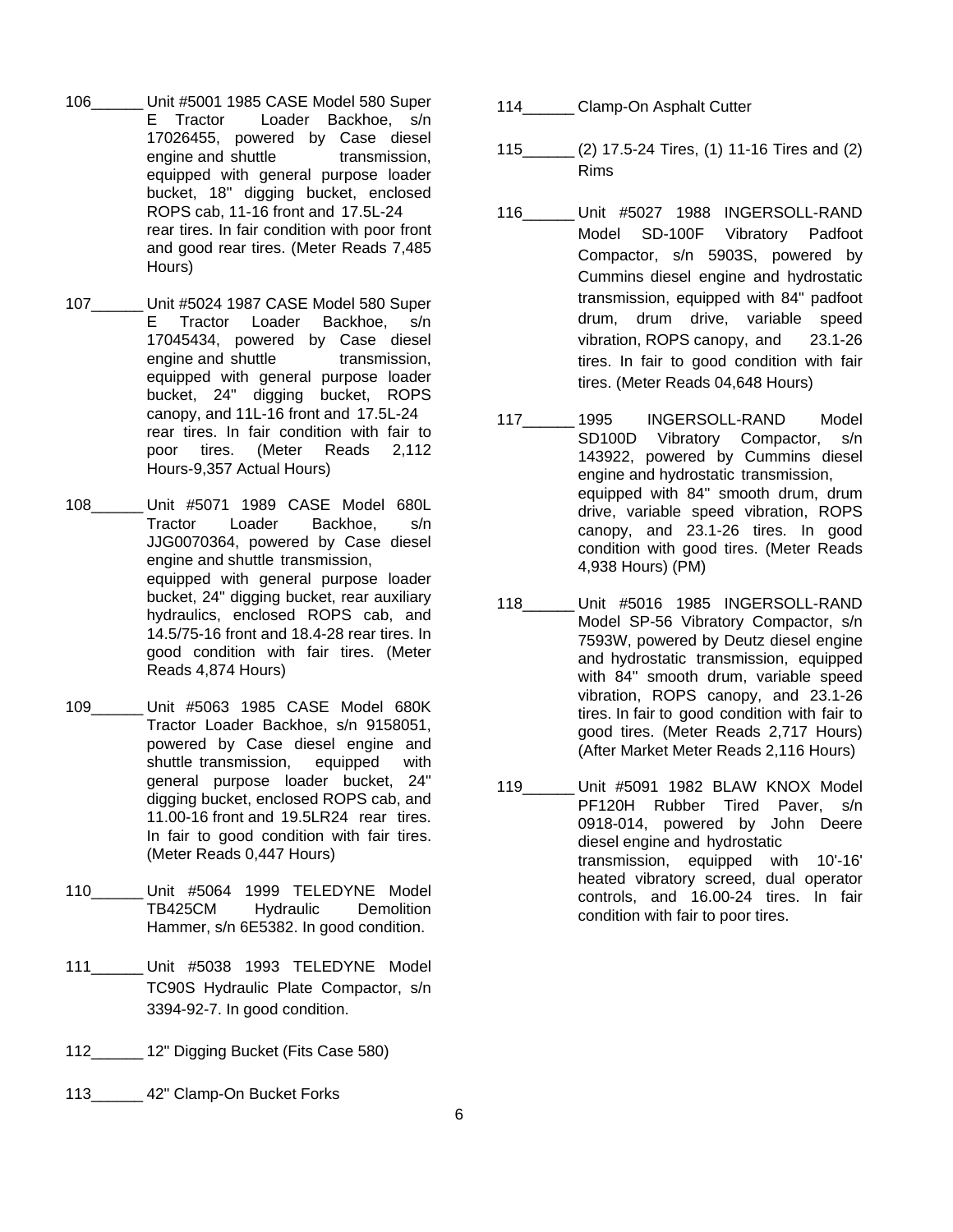106______ Unit #5001 1985 CASE Model 580 Super E Tractor Loader Backhoe, s/n 17026455, powered by Case diesel engine and shuttle transmission, equipped with general purpose loader bucket, 18" digging bucket, enclosed ROPS cab, 11-16 front and 17.5L-24 rear tires. In fair condition with poor front and good rear tires. (Meter Reads 7,485 Hours)

107______ Unit #5024 1987 CASE Model 580 Super E Tractor Loader Backhoe, s/n 17045434, powered by Case diesel engine and shuttle transmission, equipped with general purpose loader bucket, 24" digging bucket, ROPS canopy, and 11L-16 front and 17.5L-24 rear tires. In fair condition with fair to poor tires. (Meter Reads 2,112 Hours-9,357 Actual Hours)

108______ Unit #5071 1989 CASE Model 680L Tractor Loader Backhoe, s/n JJG0070364, powered by Case diesel engine and shuttle transmission, equipped with general purpose loader bucket, 24" digging bucket, rear auxiliary hydraulics, enclosed ROPS cab, and 14.5/75-16 front and 18.4-28 rear tires. In good condition with fair tires. (Meter Reads 4,874 Hours)

109______ Unit #5063 1985 CASE Model 680K Tractor Loader Backhoe, s/n 9158051, powered by Case diesel engine and shuttle transmission, equipped with general purpose loader bucket, 24" digging bucket, enclosed ROPS cab, and 11.00-16 front and 19.5LR24 rear tires. In fair to good condition with fair tires. (Meter Reads 0,447 Hours)

110______ Unit #5064 1999 TELEDYNE Model TB425CM Hydraulic Demolition Hammer, s/n 6E5382. In good condition.

111______ Unit #5038 1993 TELEDYNE Model TC90S Hydraulic Plate Compactor, s/n 3394-92-7. In good condition.

112______ 12" Digging Bucket (Fits Case 580)

113______ 42" Clamp-On Bucket Forks

114______ Clamp-On Asphalt Cutter

115______ (2) 17.5-24 Tires, (1) 11-16 Tires and (2) Rims

116______ Unit #5027 1988 INGERSOLL-RAND Model SD-100F Vibratory Padfoot Compactor, s/n 5903S, powered by Cummins diesel engine and hydrostatic transmission, equipped with 84" padfoot drum, drum drive, variable speed vibration, ROPS canopy, and 23.1-26 tires. In fair to good condition with fair tires. (Meter Reads 04,648 Hours)

117______ 1995 INGERSOLL-RAND Model SD100D Vibratory Compactor, s/n 143922, powered by Cummins diesel engine and hydrostatic transmission, equipped with 84" smooth drum, drum drive, variable speed vibration, ROPS canopy, and 23.1-26 tires. In good condition with good tires. (Meter Reads 4,938 Hours) (PM)

118______ Unit #5016 1985 INGERSOLL-RAND Model SP-56 Vibratory Compactor, s/n 7593W, powered by Deutz diesel engine and hydrostatic transmission, equipped with 84" smooth drum, variable speed vibration, ROPS canopy, and 23.1-26 tires. In fair to good condition with fair to good tires. (Meter Reads 2,717 Hours) (After Market Meter Reads 2,116 Hours)

119______ Unit #5091 1982 BLAW KNOX Model PF120H Rubber Tired Paver, s/n 0918-014, powered by John Deere diesel engine and hydrostatic transmission, equipped with 10'-16' heated vibratory screed, dual operator controls, and 16.00-24 tires. In fair condition with fair to poor tires.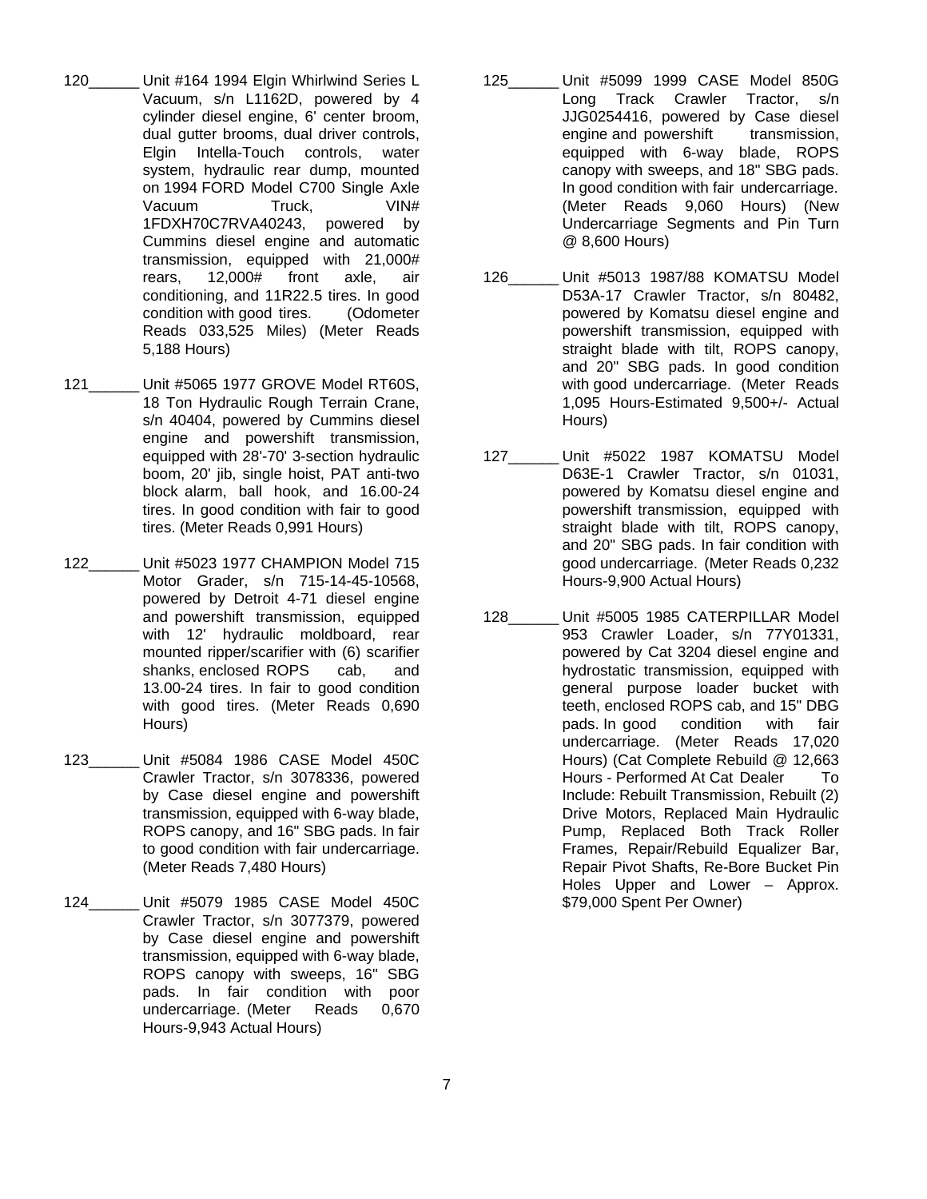120______ Unit #164 1994 Elgin Whirlwind Series L Vacuum, s/n L1162D, powered by 4 cylinder diesel engine, 6' center broom, dual gutter brooms, dual driver controls, Elgin Intella-Touch controls, water system, hydraulic rear dump, mounted on 1994 FORD Model C700 Single Axle Vacuum Truck, VIN# 1FDXH70C7RVA40243, powered by Cummins diesel engine and automatic transmission, equipped with 21,000# rears, 12,000# front axle, air conditioning, and 11R22.5 tires. In good condition with good tires. (Odometer Reads 033,525 Miles) (Meter Reads 5,188 Hours)

121______ Unit #5065 1977 GROVE Model RT60S, 18 Ton Hydraulic Rough Terrain Crane, s/n 40404, powered by Cummins diesel engine and powershift transmission, equipped with 28'-70' 3-section hydraulic boom, 20' jib, single hoist, PAT anti-two block alarm, ball hook, and 16.00-24 tires. In good condition with fair to good tires. (Meter Reads 0,991 Hours)

122______ Unit #5023 1977 CHAMPION Model 715 Motor Grader, s/n 715-14-45-10568, powered by Detroit 4-71 diesel engine and powershift transmission, equipped with 12' hydraulic moldboard, rear mounted ripper/scarifier with (6) scarifier shanks, enclosed ROPS cab, and 13.00-24 tires. In fair to good condition with good tires. (Meter Reads 0,690 Hours)

123______ Unit #5084 1986 CASE Model 450C Crawler Tractor, s/n 3078336, powered by Case diesel engine and powershift transmission, equipped with 6-way blade, ROPS canopy, and 16" SBG pads. In fair to good condition with fair undercarriage. (Meter Reads 7,480 Hours)

124______ Unit #5079 1985 CASE Model 450C Crawler Tractor, s/n 3077379, powered by Case diesel engine and powershift transmission, equipped with 6-way blade, ROPS canopy with sweeps, 16" SBG pads. In fair condition with poor undercarriage. (Meter Reads 0,670 Hours-9,943 Actual Hours)

125______ Unit #5099 1999 CASE Model 850G Long Track Crawler Tractor, s/n JJG0254416, powered by Case diesel engine and powershift transmission, equipped with 6-way blade, ROPS canopy with sweeps, and 18" SBG pads. In good condition with fair undercarriage. (Meter Reads 9,060 Hours) (New Undercarriage Segments and Pin Turn @ 8,600 Hours)

126______ Unit #5013 1987/88 KOMATSU Model D53A-17 Crawler Tractor, s/n 80482, powered by Komatsu diesel engine and powershift transmission, equipped with straight blade with tilt, ROPS canopy, and 20" SBG pads. In good condition with good undercarriage. (Meter Reads 1,095 Hours-Estimated 9,500+/- Actual Hours)

127______ Unit #5022 1987 KOMATSU Model D63E-1 Crawler Tractor, s/n 01031, powered by Komatsu diesel engine and powershift transmission, equipped with straight blade with tilt, ROPS canopy, and 20" SBG pads. In fair condition with good undercarriage. (Meter Reads 0,232 Hours-9,900 Actual Hours)

128______ Unit #5005 1985 CATERPILLAR Model 953 Crawler Loader, s/n 77Y01331, powered by Cat 3204 diesel engine and hydrostatic transmission, equipped with general purpose loader bucket with teeth, enclosed ROPS cab, and 15" DBG pads. In good condition with fair undercarriage. (Meter Reads 17,020 Hours) (Cat Complete Rebuild @ 12,663 Hours - Performed At Cat Dealer To Include: Rebuilt Transmission, Rebuilt (2) Drive Motors, Replaced Main Hydraulic Pump, Replaced Both Track Roller Frames, Repair/Rebuild Equalizer Bar, Repair Pivot Shafts, Re-Bore Bucket Pin Holes Upper and Lower – Approx. $79,000 Spent Per Owner)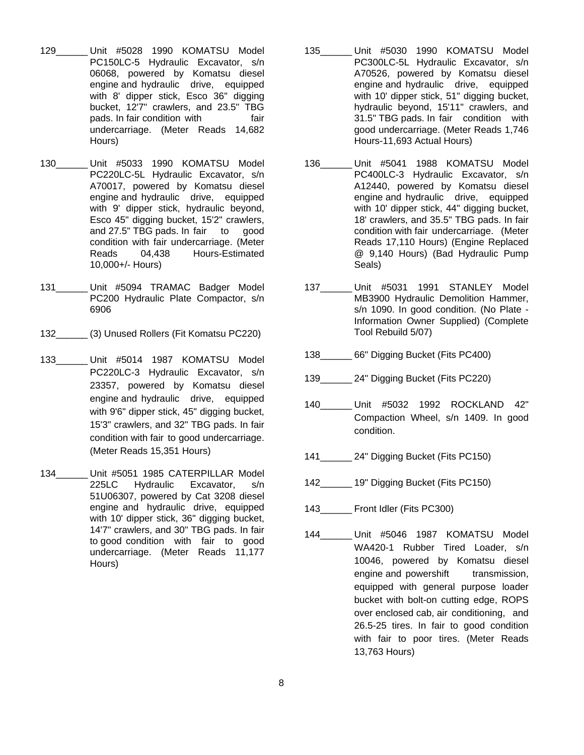129______ Unit #5028 1990 KOMATSU Model PC150LC-5 Hydraulic Excavator, s/n 06068, powered by Komatsu diesel engine and hydraulic drive, equipped with 8' dipper stick, Esco 36" digging bucket, 12'7" crawlers, and 23.5" TBG pads. In fair condition with fair undercarriage. (Meter Reads 14,682 Hours)

130______ Unit #5033 1990 KOMATSU Model PC220LC-5L Hydraulic Excavator, s/n A70017, powered by Komatsu diesel engine and hydraulic drive, equipped with 9' dipper stick, hydraulic beyond, Esco 45" digging bucket, 15'2" crawlers, and 27.5" TBG pads. In fair to good condition with fair undercarriage. (Meter Reads 04,438 Hours-Estimated 10,000+/- Hours)

131______ Unit #5094 TRAMAC Badger Model PC200 Hydraulic Plate Compactor, s/n 6906

132______ (3) Unused Rollers (Fit Komatsu PC220)

133______ Unit #5014 1987 KOMATSU Model PC220LC-3 Hydraulic Excavator, s/n 23357, powered by Komatsu diesel engine and hydraulic drive, equipped with 9'6" dipper stick, 45" digging bucket, 15'3" crawlers, and 32" TBG pads. In fair condition with fair to good undercarriage. (Meter Reads 15,351 Hours)

134______ Unit #5051 1985 CATERPILLAR Model 225LC Hydraulic Excavator, s/n 51U06307, powered by Cat 3208 diesel engine and hydraulic drive, equipped with 10' dipper stick, 36" digging bucket, 14'7" crawlers, and 30" TBG pads. In fair to good condition with fair to good undercarriage. (Meter Reads 11,177 Hours)

135______ Unit #5030 1990 KOMATSU Model PC300LC-5L Hydraulic Excavator, s/n A70526, powered by Komatsu diesel engine and hydraulic drive, equipped with 10' dipper stick, 51" digging bucket, hydraulic beyond, 15'11" crawlers, and 31.5" TBG pads. In fair condition with good undercarriage. (Meter Reads 1,746 Hours-11,693 Actual Hours)

136______ Unit #5041 1988 KOMATSU Model PC400LC-3 Hydraulic Excavator, s/n A12440, powered by Komatsu diesel engine and hydraulic drive, equipped with 10' dipper stick, 44" digging bucket, 18' crawlers, and 35.5" TBG pads. In fair condition with fair undercarriage. (Meter Reads 17,110 Hours) (Engine Replaced @ 9,140 Hours) (Bad Hydraulic Pump Seals)

137______ Unit #5031 1991 STANLEY Model MB3900 Hydraulic Demolition Hammer, s/n 1090. In good condition. (No Plate - Information Owner Supplied) (Complete Tool Rebuild 5/07)

138______ 66" Digging Bucket (Fits PC400)

139______ 24" Digging Bucket (Fits PC220)

140______ Unit #5032 1992 ROCKLAND 42" Compaction Wheel, s/n 1409. In good condition.

141______ 24" Digging Bucket (Fits PC150)

142______ 19" Digging Bucket (Fits PC150)

143______ Front Idler (Fits PC300)

144______ Unit #5046 1987 KOMATSU Model WA420-1 Rubber Tired Loader, s/n 10046, powered by Komatsu diesel engine and powershift transmission, equipped with general purpose loader bucket with bolt-on cutting edge, ROPS over enclosed cab, air conditioning, and 26.5-25 tires. In fair to good condition with fair to poor tires. (Meter Reads 13,763 Hours)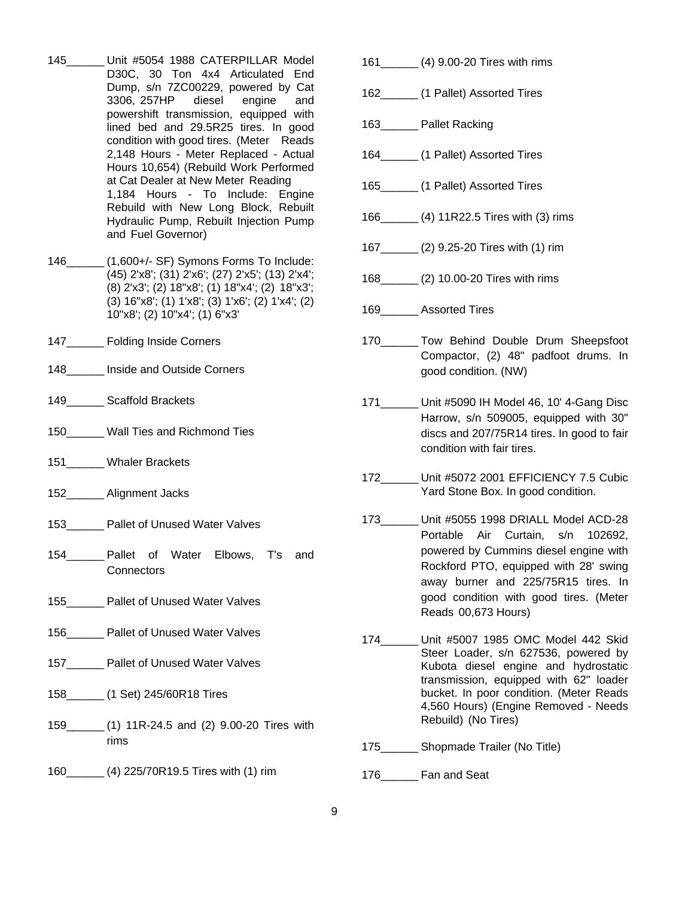145______ Unit #5054 1988 CATERPILLAR Model D30C, 30 Ton 4x4 Articulated End Dump, s/n 7ZC00229, powered by Cat 3306, 257HP diesel engine and powershift transmission, equipped with lined bed and 29.5R25 tires. In good condition with good tires. (Meter Reads 2,148 Hours - Meter Replaced - Actual Hours 10,654) (Rebuild Work Performed at Cat Dealer at New Meter Reading 1,184 Hours - To Include: Engine Rebuild with New Long Block, Rebuilt Hydraulic Pump, Rebuilt Injection Pump and Fuel Governor)

146______ (1,600+/- SF) Symons Forms To Include: (45) 2'x8'; (31) 2'x6'; (27) 2'x5'; (13) 2'x4'; (8) 2'x3'; (2) 18"x8'; (1) 18"x4'; (2) 18"x3'; (3) 16"x8'; (1) 1'x8'; (3) 1'x6'; (2) 1'x4'; (2) 10"x8'; (2) 10"x4'; (1) 6"x3'

147______ Folding Inside Corners

148______ Inside and Outside Corners

149______ Scaffold Brackets

150______ Wall Ties and Richmond Ties

151______ Whaler Brackets

152______ Alignment Jacks

153______ Pallet of Unused Water Valves

154______ Pallet of Water Elbows, T's and Connectors

155______ Pallet of Unused Water Valves

156______ Pallet of Unused Water Valves

157______ Pallet of Unused Water Valves

158______ (1 Set) 245/60R18 Tires

159______ (1) 11R-24.5 and (2) 9.00-20 Tires with rims

160______ (4) 225/70R19.5 Tires with (1) rim

161______ (4) 9.00-20 Tires with rims

162______ (1 Pallet) Assorted Tires

163______ Pallet Racking

164______ (1 Pallet) Assorted Tires

165______ (1 Pallet) Assorted Tires

166______ (4) 11R22.5 Tires with (3) rims

167______ (2) 9.25-20 Tires with (1) rim

168______ (2) 10.00-20 Tires with rims

169______ Assorted Tires

170______ Tow Behind Double Drum Sheepsfoot Compactor, (2) 48" padfoot drums. In good condition. (NW)

171______ Unit #5090 IH Model 46, 10' 4-Gang Disc Harrow, s/n 509005, equipped with 30" discs and 207/75R14 tires. In good to fair condition with fair tires.

172______ Unit #5072 2001 EFFICIENCY 7.5 Cubic Yard Stone Box. In good condition.

173______ Unit #5055 1998 DRIALL Model ACD-28 Portable Air Curtain, s/n 102692, powered by Cummins diesel engine with Rockford PTO, equipped with 28' swing away burner and 225/75R15 tires. In good condition with good tires. (Meter Reads 00,673 Hours)

174______ Unit #5007 1985 OMC Model 442 Skid Steer Loader, s/n 627536, powered by Kubota diesel engine and hydrostatic transmission, equipped with 62" loader bucket. In poor condition. (Meter Reads 4,560 Hours) (Engine Removed - Needs Rebuild) (No Tires)

175______ Shopmade Trailer (No Title)

176______ Fan and Seat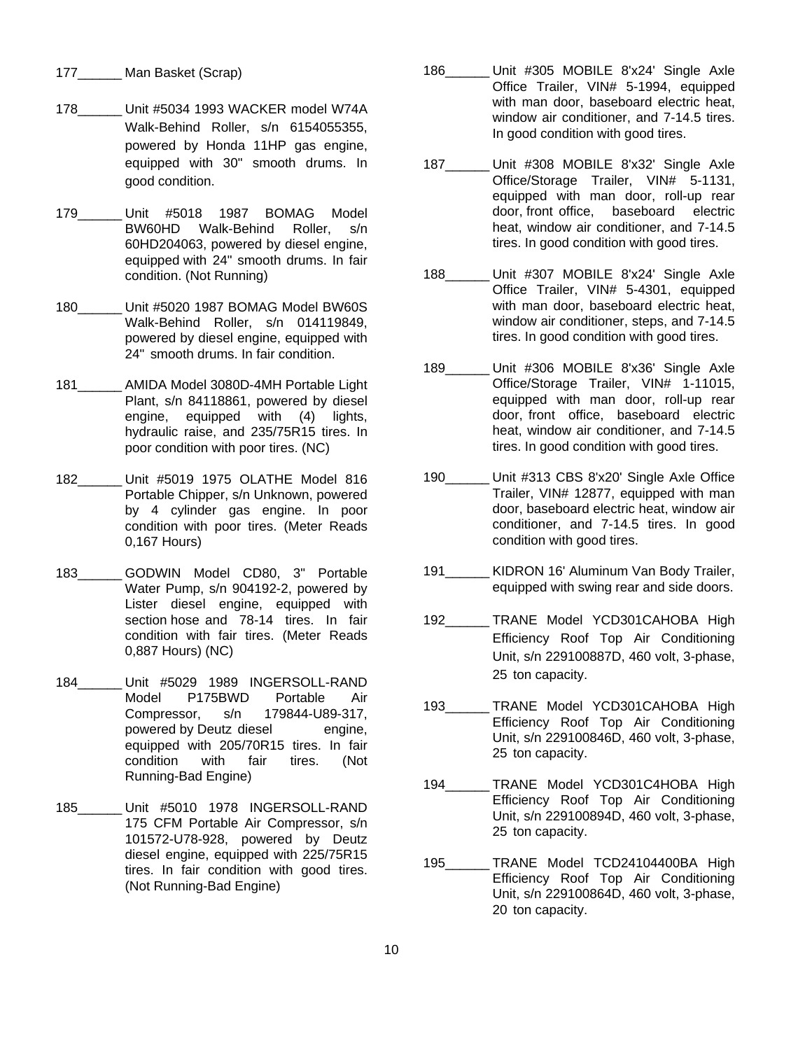177______ Man Basket (Scrap)

178______ Unit #5034 1993 WACKER model W74A Walk-Behind Roller, s/n 6154055355, powered by Honda 11HP gas engine, equipped with 30" smooth drums. In good condition.

179______ Unit #5018 1987 BOMAG Model BW60HD Walk-Behind Roller, s/n 60HD204063, powered by diesel engine, equipped with 24" smooth drums. In fair condition. (Not Running)

180______ Unit #5020 1987 BOMAG Model BW60S Walk-Behind Roller, s/n 014119849, powered by diesel engine, equipped with 24" smooth drums. In fair condition.

181______ AMIDA Model 3080D-4MH Portable Light Plant, s/n 84118861, powered by diesel engine, equipped with (4) lights, hydraulic raise, and 235/75R15 tires. In poor condition with poor tires. (NC)

182______ Unit #5019 1975 OLATHE Model 816 Portable Chipper, s/n Unknown, powered by 4 cylinder gas engine. In poor condition with poor tires. (Meter Reads 0,167 Hours)

183______ GODWIN Model CD80, 3" Portable Water Pump, s/n 904192-2, powered by Lister diesel engine, equipped with section hose and 78-14 tires. In fair condition with fair tires. (Meter Reads 0,887 Hours) (NC)

184______ Unit #5029 1989 INGERSOLL-RAND Model P175BWD Portable Air Compressor, s/n 179844-U89-317, powered by Deutz diesel engine, equipped with 205/70R15 tires. In fair condition with fair tires. (Not Running-Bad Engine)

185______ Unit #5010 1978 INGERSOLL-RAND 175 CFM Portable Air Compressor, s/n 101572-U78-928, powered by Deutz diesel engine, equipped with 225/75R15 tires. In fair condition with good tires. (Not Running-Bad Engine)

186______ Unit #305 MOBILE 8'x24' Single Axle Office Trailer, VIN# 5-1994, equipped with man door, baseboard electric heat, window air conditioner, and 7-14.5 tires. In good condition with good tires.

187______ Unit #308 MOBILE 8'x32' Single Axle Office/Storage Trailer, VIN# 5-1131, equipped with man door, roll-up rear door, front office, baseboard electric heat, window air conditioner, and 7-14.5 tires. In good condition with good tires.

188______ Unit #307 MOBILE 8'x24' Single Axle Office Trailer, VIN# 5-4301, equipped with man door, baseboard electric heat, window air conditioner, steps, and 7-14.5 tires. In good condition with good tires.

189______ Unit #306 MOBILE 8'x36' Single Axle Office/Storage Trailer, VIN# 1-11015, equipped with man door, roll-up rear door, front office, baseboard electric heat, window air conditioner, and 7-14.5 tires. In good condition with good tires.

190______ Unit #313 CBS 8'x20' Single Axle Office Trailer, VIN# 12877, equipped with man door, baseboard electric heat, window air conditioner, and 7-14.5 tires. In good condition with good tires.

191______ KIDRON 16' Aluminum Van Body Trailer, equipped with swing rear and side doors.

192______ TRANE Model YCD301CAHOBA High Efficiency Roof Top Air Conditioning Unit, s/n 229100887D, 460 volt, 3-phase, 25 ton capacity.

193______ TRANE Model YCD301CAHOBA High Efficiency Roof Top Air Conditioning Unit, s/n 229100846D, 460 volt, 3-phase, 25 ton capacity.

194______ TRANE Model YCD301C4HOBA High Efficiency Roof Top Air Conditioning Unit, s/n 229100894D, 460 volt, 3-phase, 25 ton capacity.

195______ TRANE Model TCD24104400BA High Efficiency Roof Top Air Conditioning Unit, s/n 229100864D, 460 volt, 3-phase, 20 ton capacity.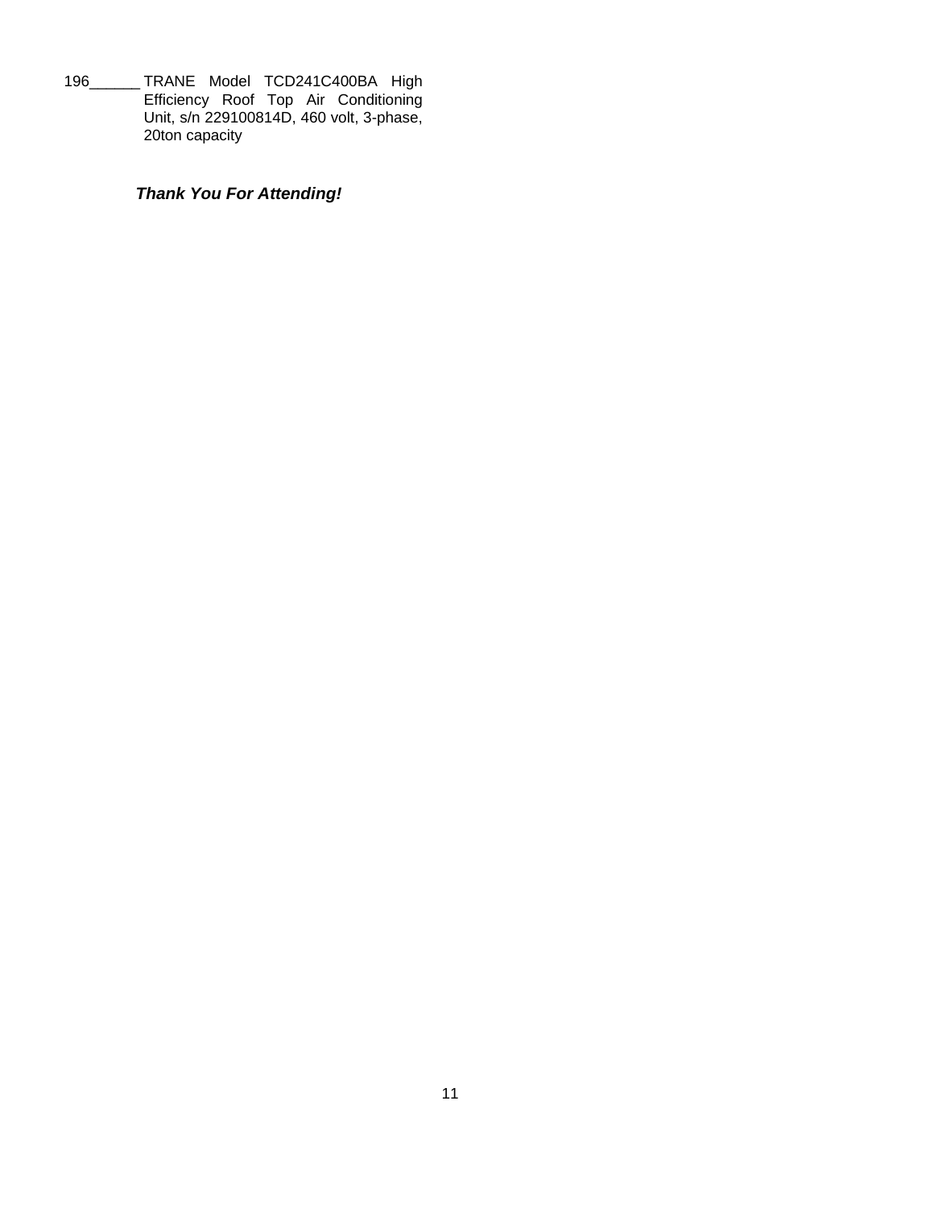196______ TRANE Model TCD241C400BA High Efficiency Roof Top Air Conditioning Unit, s/n 229100814D, 460 volt, 3-phase, 20ton capacity

***Thank You For Attending!***